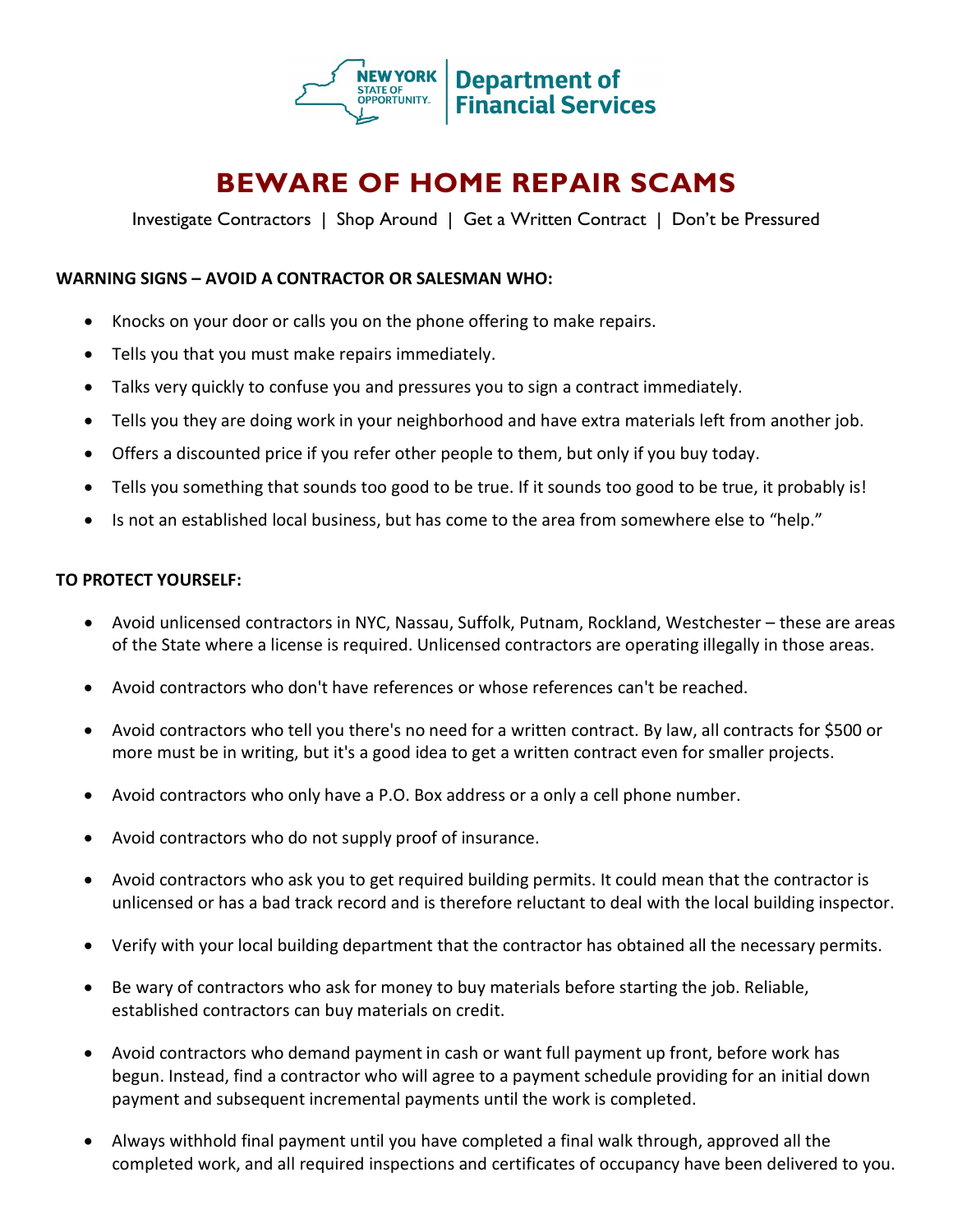NEW YORK STATE OF OPPORTUNITY. | Department of Financial Services

# BEWARE OF HOME REPAIR SCAMS

Investigate Contractors | Shop Around | Get a Written Contract | Don't be Pressured

**WARNING SIGNS – AVOID A CONTRACTOR OR SALESMAN WHO:**

- Knocks on your door or calls you on the phone offering to make repairs.
- Tells you that you must make repairs immediately.
- Talks very quickly to confuse you and pressures you to sign a contract immediately.
- Tells you they are doing work in your neighborhood and have extra materials left from another job.
- Offers a discounted price if you refer other people to them, but only if you buy today.
- Tells you something that sounds too good to be true. If it sounds too good to be true, it probably is!
- Is not an established local business, but has come to the area from somewhere else to "help."

**TO PROTECT YOURSELF:**

- Avoid unlicensed contractors in NYC, Nassau, Suffolk, Putnam, Rockland, Westchester – these are areas of the State where a license is required. Unlicensed contractors are operating illegally in those areas.
- Avoid contractors who don't have references or whose references can't be reached.
- Avoid contractors who tell you there's no need for a written contract. By law, all contracts for $500 or more must be in writing, but it's a good idea to get a written contract even for smaller projects.
- Avoid contractors who only have a P.O. Box address or a only a cell phone number.
- Avoid contractors who do not supply proof of insurance.
- Avoid contractors who ask you to get required building permits. It could mean that the contractor is unlicensed or has a bad track record and is therefore reluctant to deal with the local building inspector.
- Verify with your local building department that the contractor has obtained all the necessary permits.
- Be wary of contractors who ask for money to buy materials before starting the job. Reliable, established contractors can buy materials on credit.
- Avoid contractors who demand payment in cash or want full payment up front, before work has begun. Instead, find a contractor who will agree to a payment schedule providing for an initial down payment and subsequent incremental payments until the work is completed.
- Always withhold final payment until you have completed a final walk through, approved all the completed work, and all required inspections and certificates of occupancy have been delivered to you.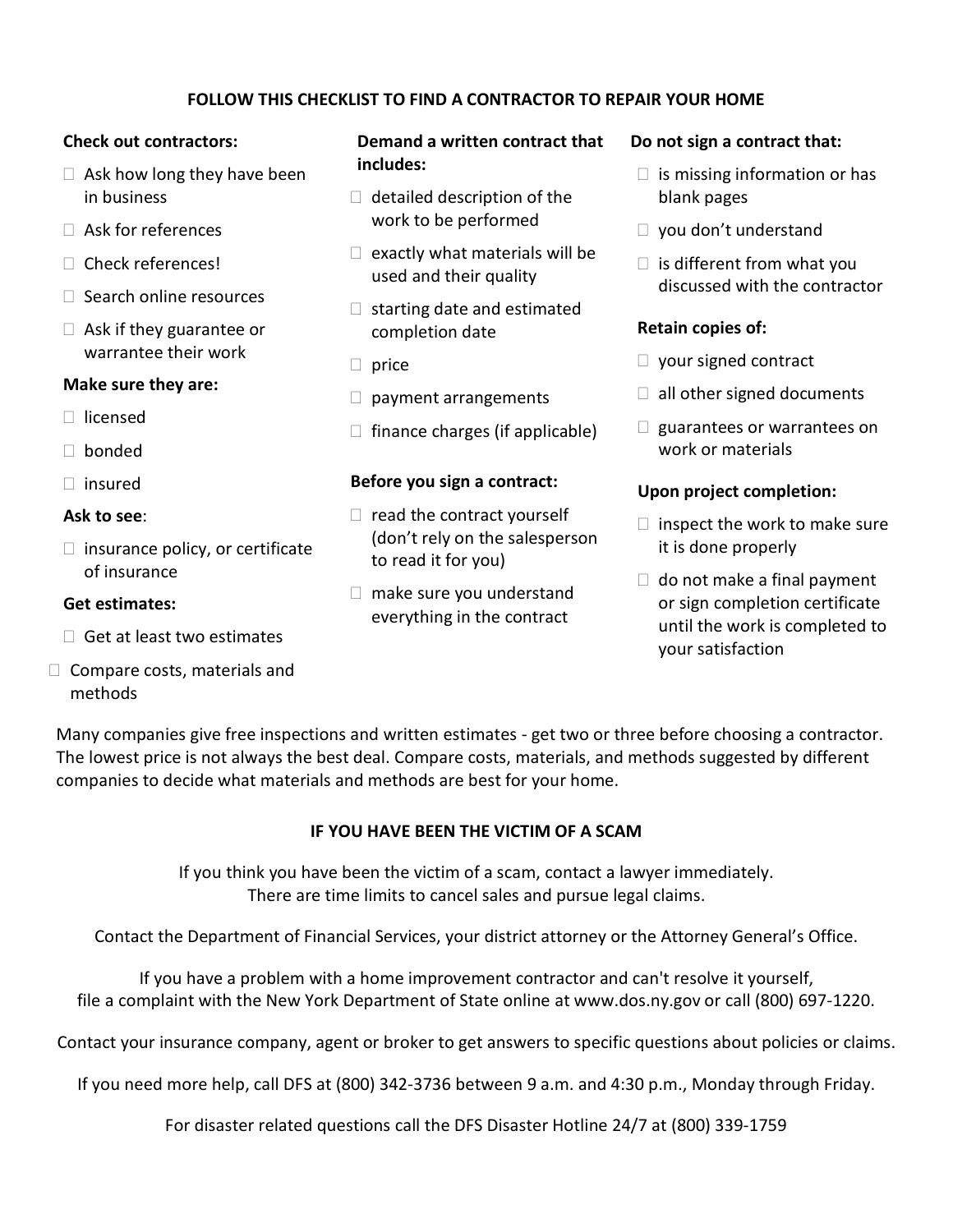## FOLLOW THIS CHECKLIST TO FIND A CONTRACTOR TO REPAIR YOUR HOME

**Check out contractors:**

- Ask how long they have been in business
- Ask for references
- Check references!
- Search online resources
- Ask if they guarantee or warrantee their work

**Make sure they are:**

- licensed
- bonded
- insured

**Ask to see**:

- insurance policy, or certificate of insurance

**Get estimates:**

- Get at least two estimates
- Compare costs, materials and methods

**Demand a written contract that includes:**

- detailed description of the work to be performed
- exactly what materials will be used and their quality
- starting date and estimated completion date
- price
- payment arrangements
- finance charges (if applicable)

**Before you sign a contract:**

- read the contract yourself (don't rely on the salesperson to read it for you)
- make sure you understand everything in the contract

**Do not sign a contract that:**

- is missing information or has blank pages
- you don't understand
- is different from what you discussed with the contractor

**Retain copies of:**

- your signed contract
- all other signed documents
- guarantees or warrantees on work or materials

**Upon project completion:**

- inspect the work to make sure it is done properly
- do not make a final payment or sign completion certificate until the work is completed to your satisfaction

Many companies give free inspections and written estimates - get two or three before choosing a contractor. The lowest price is not always the best deal. Compare costs, materials, and methods suggested by different companies to decide what materials and methods are best for your home.

## IF YOU HAVE BEEN THE VICTIM OF A SCAM

If you think you have been the victim of a scam, contact a lawyer immediately. There are time limits to cancel sales and pursue legal claims.

Contact the Department of Financial Services, your district attorney or the Attorney General's Office.

If you have a problem with a home improvement contractor and can't resolve it yourself, file a complaint with the New York Department of State online at www.dos.ny.gov or call (800) 697-1220.

Contact your insurance company, agent or broker to get answers to specific questions about policies or claims.

If you need more help, call DFS at (800) 342-3736 between 9 a.m. and 4:30 p.m., Monday through Friday.

For disaster related questions call the DFS Disaster Hotline 24/7 at (800) 339-1759